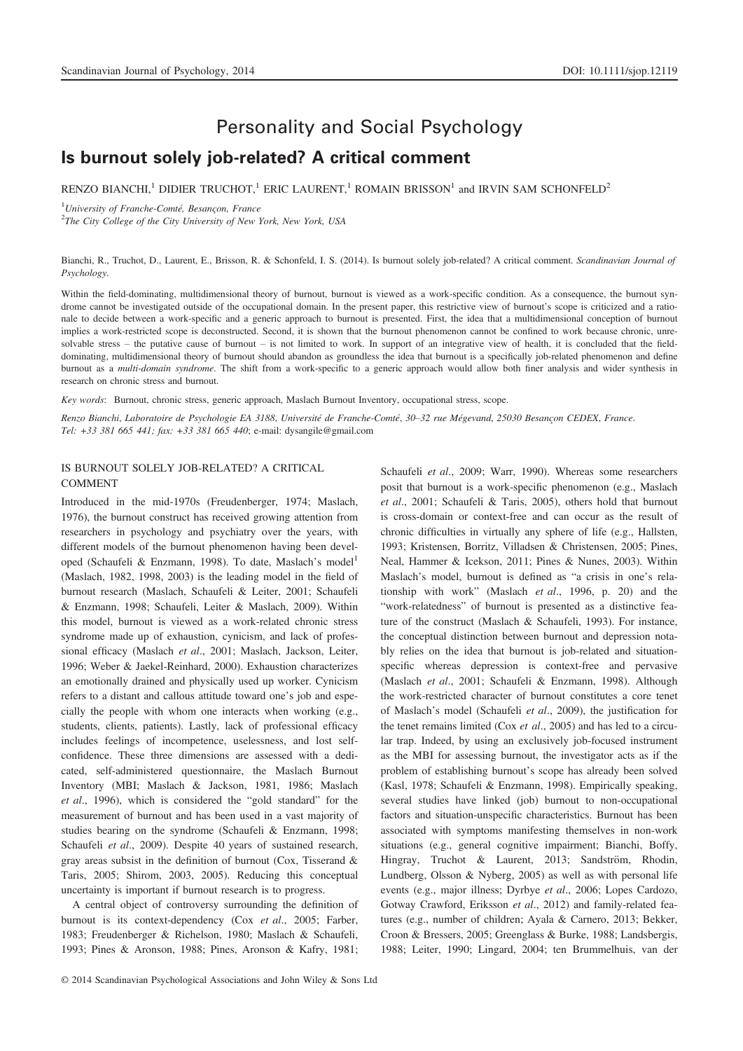# Personality and Social Psychology

## Is burnout solely job-related? A critical comment

RENZO BIANCHI,[1] DIDIER TRUCHOT,[1] ERIC LAURENT,[1] ROMAIN BRISSON[1] and IRVIN SAM SCHONFELD[2]

[1]*University of Franche-Comté, Besançon, France*

[2]*The City College of the City University of New York, New York, USA*

Bianchi, R., Truchot, D., Laurent, E., Brisson, R. & Schonfeld, I. S. (2014). Is burnout solely job-related? A critical comment. *Scandinavian Journal of Psychology*.

Within the field-dominating, multidimensional theory of burnout, burnout is viewed as a work-specific condition. As a consequence, the burnout syndrome cannot be investigated outside of the occupational domain. In the present paper, this restrictive view of burnout's scope is criticized and a rationale to decide between a work-specific and a generic approach to burnout is presented. First, the idea that a multidimensional conception of burnout implies a work-restricted scope is deconstructed. Second, it is shown that the burnout phenomenon cannot be confined to work because chronic, unresolvable stress – the putative cause of burnout – is not limited to work. In support of an integrative view of health, it is concluded that the field-dominating, multidimensional theory of burnout should abandon as groundless the idea that burnout is a specifically job-related phenomenon and define burnout as a *multi-domain syndrome*. The shift from a work-specific to a generic approach would allow both finer analysis and wider synthesis in research on chronic stress and burnout.

*Key words*: Burnout, chronic stress, generic approach, Maslach Burnout Inventory, occupational stress, scope.

*Renzo Bianchi, Laboratoire de Psychologie EA 3188, Université de Franche-Comté, 30–32 rue Mégevand, 25030 Besançon CEDEX, France. Tel: +33 381 665 441; fax: +33 381 665 440; e-mail: dysangile@gmail.com*

## IS BURNOUT SOLELY JOB-RELATED? A CRITICAL COMMENT

Introduced in the mid-1970s (Freudenberger, 1974; Maslach, 1976), the burnout construct has received growing attention from researchers in psychology and psychiatry over the years, with different models of the burnout phenomenon having been developed (Schaufeli & Enzmann, 1998). To date, Maslach's model[1] (Maslach, 1982, 1998, 2003) is the leading model in the field of burnout research (Maslach, Schaufeli & Leiter, 2001; Schaufeli & Enzmann, 1998; Schaufeli, Leiter & Maslach, 2009). Within this model, burnout is viewed as a work-related chronic stress syndrome made up of exhaustion, cynicism, and lack of professional efficacy (Maslach *et al.*, 2001; Maslach, Jackson, Leiter, 1996; Weber & Jaekel-Reinhard, 2000). Exhaustion characterizes an emotionally drained and physically used up worker. Cynicism refers to a distant and callous attitude toward one's job and especially the people with whom one interacts when working (e.g., students, clients, patients). Lastly, lack of professional efficacy includes feelings of incompetence, uselessness, and lost self-confidence. These three dimensions are assessed with a dedicated, self-administered questionnaire, the Maslach Burnout Inventory (MBI; Maslach & Jackson, 1981, 1986; Maslach *et al.*, 1996), which is considered the "gold standard" for the measurement of burnout and has been used in a vast majority of studies bearing on the syndrome (Schaufeli & Enzmann, 1998; Schaufeli *et al.*, 2009). Despite 40 years of sustained research, gray areas subsist in the definition of burnout (Cox, Tisserand & Taris, 2005; Shirom, 2003, 2005). Reducing this conceptual uncertainty is important if burnout research is to progress.

A central object of controversy surrounding the definition of burnout is its context-dependency (Cox *et al.*, 2005; Farber, 1983; Freudenberger & Richelson, 1980; Maslach & Schaufeli, 1993; Pines & Aronson, 1988; Pines, Aronson & Kafry, 1981; Schaufeli *et al.*, 2009; Warr, 1990). Whereas some researchers posit that burnout is a work-specific phenomenon (e.g., Maslach *et al.*, 2001; Schaufeli & Taris, 2005), others hold that burnout is cross-domain or context-free and can occur as the result of chronic difficulties in virtually any sphere of life (e.g., Hallsten, 1993; Kristensen, Borritz, Villadsen & Christensen, 2005; Pines, Neal, Hammer & Icekson, 2011; Pines & Nunes, 2003). Within Maslach's model, burnout is defined as "a crisis in one's relationship with work" (Maslach *et al.*, 1996, p. 20) and the "work-relatedness" of burnout is presented as a distinctive feature of the construct (Maslach & Schaufeli, 1993). For instance, the conceptual distinction between burnout and depression notably relies on the idea that burnout is job-related and situation-specific whereas depression is context-free and pervasive (Maslach *et al.*, 2001; Schaufeli & Enzmann, 1998). Although the work-restricted character of burnout constitutes a core tenet of Maslach's model (Schaufeli *et al.*, 2009), the justification for the tenet remains limited (Cox *et al.*, 2005) and has led to a circular trap. Indeed, by using an exclusively job-focused instrument as the MBI for assessing burnout, the investigator acts as if the problem of establishing burnout's scope has already been solved (Kasl, 1978; Schaufeli & Enzmann, 1998). Empirically speaking, several studies have linked (job) burnout to non-occupational factors and situation-unspecific characteristics. Burnout has been associated with symptoms manifesting themselves in non-work situations (e.g., general cognitive impairment; Bianchi, Boffy, Hingray, Truchot & Laurent, 2013; Sandström, Rhodin, Lundberg, Olsson & Nyberg, 2005) as well as with personal life events (e.g., major illness; Dyrbye *et al.*, 2006; Lopes Cardozo, Gotway Crawford, Eriksson *et al.*, 2012) and family-related features (e.g., number of children; Ayala & Carnero, 2013; Bekker, Croon & Bressers, 2005; Greenglass & Burke, 1988; Landsbergis, 1988; Leiter, 1990; Lingard, 2004; ten Brummelhuis, van der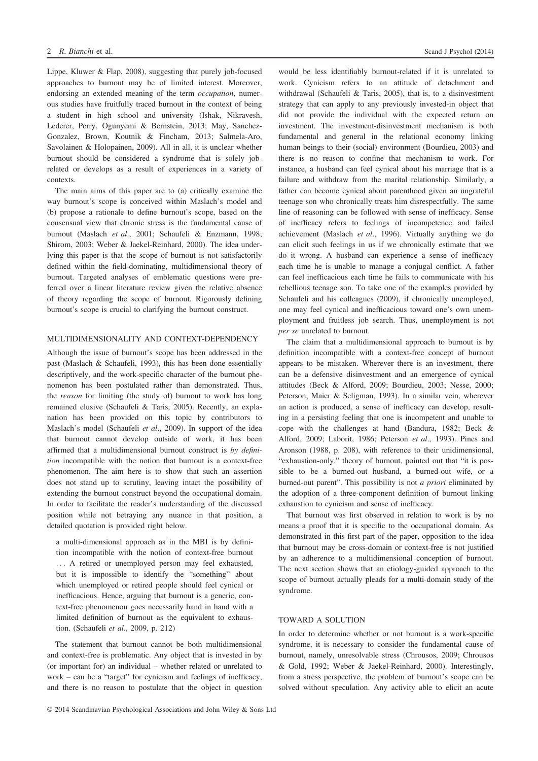Lippe, Kluwer & Flap, 2008), suggesting that purely job-focused approaches to burnout may be of limited interest. Moreover, endorsing an extended meaning of the term *occupation*, numerous studies have fruitfully traced burnout in the context of being a student in high school and university (Ishak, Nikravesh, Lederer, Perry, Ogunyemi & Bernstein, 2013; May, Sanchez-Gonzalez, Brown, Koutnik & Fincham, 2013; Salmela-Aro, Savolainen & Holopainen, 2009). All in all, it is unclear whether burnout should be considered a syndrome that is solely job-related or develops as a result of experiences in a variety of contexts.

The main aims of this paper are to (a) critically examine the way burnout's scope is conceived within Maslach's model and (b) propose a rationale to define burnout's scope, based on the consensual view that chronic stress is the fundamental cause of burnout (Maslach *et al*., 2001; Schaufeli & Enzmann, 1998; Shirom, 2003; Weber & Jaekel-Reinhard, 2000). The idea underlying this paper is that the scope of burnout is not satisfactorily defined within the field-dominating, multidimensional theory of burnout. Targeted analyses of emblematic questions were preferred over a linear literature review given the relative absence of theory regarding the scope of burnout. Rigorously defining burnout's scope is crucial to clarifying the burnout construct.

## MULTIDIMENSIONALITY AND CONTEXT-DEPENDENCY

Although the issue of burnout's scope has been addressed in the past (Maslach & Schaufeli, 1993), this has been done essentially descriptively, and the work-specific character of the burnout phenomenon has been postulated rather than demonstrated. Thus, the *reason* for limiting (the study of) burnout to work has long remained elusive (Schaufeli & Taris, 2005). Recently, an explanation has been provided on this topic by contributors to Maslach's model (Schaufeli *et al*., 2009). In support of the idea that burnout cannot develop outside of work, it has been affirmed that a multidimensional burnout construct is *by definition* incompatible with the notion that burnout is a context-free phenomenon. The aim here is to show that such an assertion does not stand up to scrutiny, leaving intact the possibility of extending the burnout construct beyond the occupational domain. In order to facilitate the reader's understanding of the discussed position while not betraying any nuance in that position, a detailed quotation is provided right below.

> a multi-dimensional approach as in the MBI is by definition incompatible with the notion of context-free burnout … A retired or unemployed person may feel exhausted, but it is impossible to identify the "something" about which unemployed or retired people should feel cynical or inefficacious. Hence, arguing that burnout is a generic, context-free phenomenon goes necessarily hand in hand with a limited definition of burnout as the equivalent to exhaustion. (Schaufeli *et al*., 2009, p. 212)

The statement that burnout cannot be both multidimensional and context-free is problematic. Any object that is invested in by (or important for) an individual – whether related or unrelated to work – can be a "target" for cynicism and feelings of inefficacy, and there is no reason to postulate that the object in question would be less identifiably burnout-related if it is unrelated to work. Cynicism refers to an attitude of detachment and withdrawal (Schaufeli & Taris, 2005), that is, to a disinvestment strategy that can apply to any previously invested-in object that did not provide the individual with the expected return on investment. The investment-disinvestment mechanism is both fundamental and general in the relational economy linking human beings to their (social) environment (Bourdieu, 2003) and there is no reason to confine that mechanism to work. For instance, a husband can feel cynical about his marriage that is a failure and withdraw from the marital relationship. Similarly, a father can become cynical about parenthood given an ungrateful teenage son who chronically treats him disrespectfully. The same line of reasoning can be followed with sense of inefficacy. Sense of inefficacy refers to feelings of incompetence and failed achievement (Maslach *et al*., 1996). Virtually anything we do can elicit such feelings in us if we chronically estimate that we do it wrong. A husband can experience a sense of inefficacy each time he is unable to manage a conjugal conflict. A father can feel inefficacious each time he fails to communicate with his rebellious teenage son. To take one of the examples provided by Schaufeli and his colleagues (2009), if chronically unemployed, one may feel cynical and inefficacious toward one's own unemployment and fruitless job search. Thus, unemployment is not *per se* unrelated to burnout.

The claim that a multidimensional approach to burnout is by definition incompatible with a context-free concept of burnout appears to be mistaken. Wherever there is an investment, there can be a defensive disinvestment and an emergence of cynical attitudes (Beck & Alford, 2009; Bourdieu, 2003; Nesse, 2000; Peterson, Maier & Seligman, 1993). In a similar vein, wherever an action is produced, a sense of inefficacy can develop, resulting in a persisting feeling that one is incompetent and unable to cope with the challenges at hand (Bandura, 1982; Beck & Alford, 2009; Laborit, 1986; Peterson *et al*., 1993). Pines and Aronson (1988, p. 208), with reference to their unidimensional, "exhaustion-only," theory of burnout, pointed out that "it is possible to be a burned-out husband, a burned-out wife, or a burned-out parent". This possibility is not *a priori* eliminated by the adoption of a three-component definition of burnout linking exhaustion to cynicism and sense of inefficacy.

That burnout was first observed in relation to work is by no means a proof that it is specific to the occupational domain. As demonstrated in this first part of the paper, opposition to the idea that burnout may be cross-domain or context-free is not justified by an adherence to a multidimensional conception of burnout. The next section shows that an etiology-guided approach to the scope of burnout actually pleads for a multi-domain study of the syndrome.

## TOWARD A SOLUTION

In order to determine whether or not burnout is a work-specific syndrome, it is necessary to consider the fundamental cause of burnout, namely, unresolvable stress (Chrousos, 2009; Chrousos & Gold, 1992; Weber & Jaekel-Reinhard, 2000). Interestingly, from a stress perspective, the problem of burnout's scope can be solved without speculation. Any activity able to elicit an acute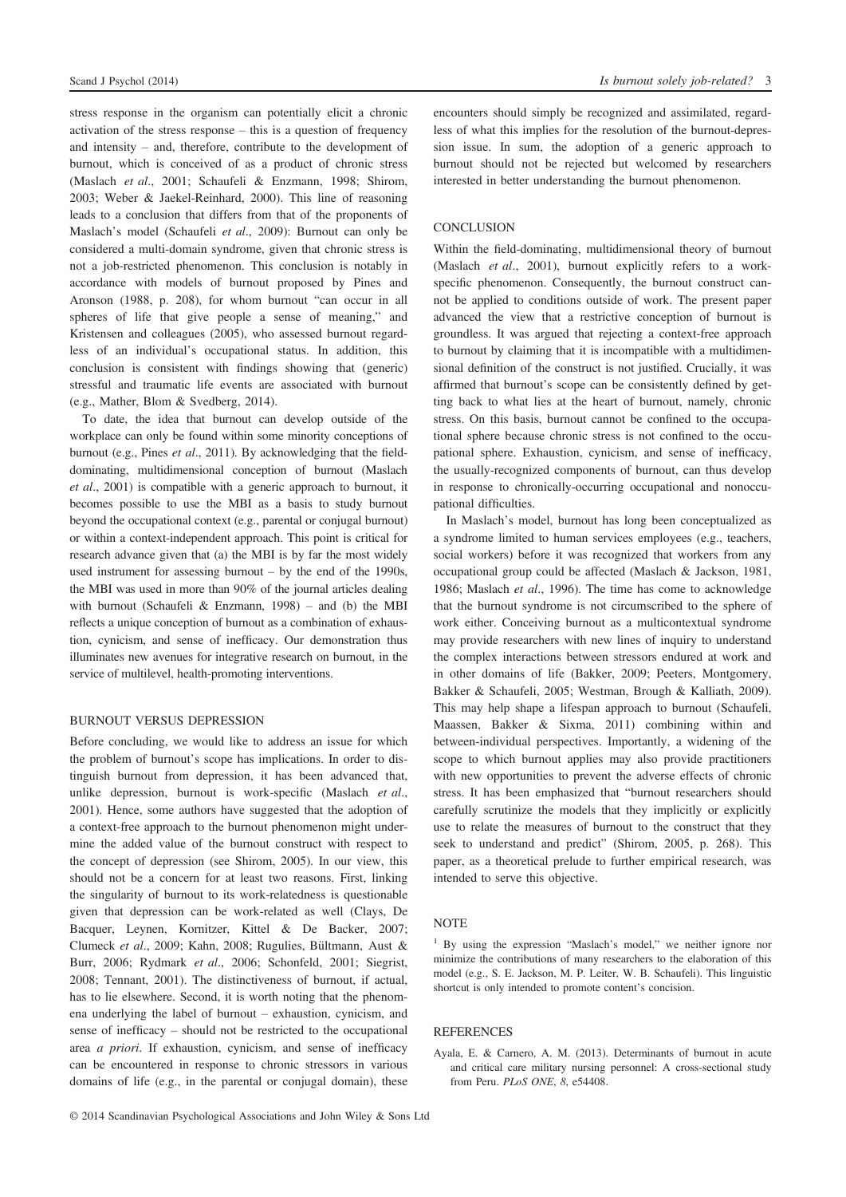stress response in the organism can potentially elicit a chronic activation of the stress response – this is a question of frequency and intensity – and, therefore, contribute to the development of burnout, which is conceived of as a product of chronic stress (Maslach *et al*., 2001; Schaufeli & Enzmann, 1998; Shirom, 2003; Weber & Jaekel-Reinhard, 2000). This line of reasoning leads to a conclusion that differs from that of the proponents of Maslach's model (Schaufeli *et al*., 2009): Burnout can only be considered a multi-domain syndrome, given that chronic stress is not a job-restricted phenomenon. This conclusion is notably in accordance with models of burnout proposed by Pines and Aronson (1988, p. 208), for whom burnout "can occur in all spheres of life that give people a sense of meaning," and Kristensen and colleagues (2005), who assessed burnout regardless of an individual's occupational status. In addition, this conclusion is consistent with findings showing that (generic) stressful and traumatic life events are associated with burnout (e.g., Mather, Blom & Svedberg, 2014).

To date, the idea that burnout can develop outside of the workplace can only be found within some minority conceptions of burnout (e.g., Pines *et al*., 2011). By acknowledging that the field-dominating, multidimensional conception of burnout (Maslach *et al*., 2001) is compatible with a generic approach to burnout, it becomes possible to use the MBI as a basis to study burnout beyond the occupational context (e.g., parental or conjugal burnout) or within a context-independent approach. This point is critical for research advance given that (a) the MBI is by far the most widely used instrument for assessing burnout – by the end of the 1990s, the MBI was used in more than 90% of the journal articles dealing with burnout (Schaufeli & Enzmann, 1998) – and (b) the MBI reflects a unique conception of burnout as a combination of exhaustion, cynicism, and sense of inefficacy. Our demonstration thus illuminates new avenues for integrative research on burnout, in the service of multilevel, health-promoting interventions.

## BURNOUT VERSUS DEPRESSION

Before concluding, we would like to address an issue for which the problem of burnout's scope has implications. In order to distinguish burnout from depression, it has been advanced that, unlike depression, burnout is work-specific (Maslach *et al*., 2001). Hence, some authors have suggested that the adoption of a context-free approach to the burnout phenomenon might undermine the added value of the burnout construct with respect to the concept of depression (see Shirom, 2005). In our view, this should not be a concern for at least two reasons. First, linking the singularity of burnout to its work-relatedness is questionable given that depression can be work-related as well (Clays, De Bacquer, Leynen, Kornitzer, Kittel & De Backer, 2007; Clumeck *et al*., 2009; Kahn, 2008; Rugulies, Bültmann, Aust & Burr, 2006; Rydmark *et al*., 2006; Schonfeld, 2001; Siegrist, 2008; Tennant, 2001). The distinctiveness of burnout, if actual, has to lie elsewhere. Second, it is worth noting that the phenomena underlying the label of burnout – exhaustion, cynicism, and sense of inefficacy – should not be restricted to the occupational area *a priori*. If exhaustion, cynicism, and sense of inefficacy can be encountered in response to chronic stressors in various domains of life (e.g., in the parental or conjugal domain), these encounters should simply be recognized and assimilated, regardless of what this implies for the resolution of the burnout-depression issue. In sum, the adoption of a generic approach to burnout should not be rejected but welcomed by researchers interested in better understanding the burnout phenomenon.

## CONCLUSION

Within the field-dominating, multidimensional theory of burnout (Maslach *et al*., 2001), burnout explicitly refers to a work-specific phenomenon. Consequently, the burnout construct cannot be applied to conditions outside of work. The present paper advanced the view that a restrictive conception of burnout is groundless. It was argued that rejecting a context-free approach to burnout by claiming that it is incompatible with a multidimensional definition of the construct is not justified. Crucially, it was affirmed that burnout's scope can be consistently defined by getting back to what lies at the heart of burnout, namely, chronic stress. On this basis, burnout cannot be confined to the occupational sphere because chronic stress is not confined to the occupational sphere. Exhaustion, cynicism, and sense of inefficacy, the usually-recognized components of burnout, can thus develop in response to chronically-occurring occupational and nonoccupational difficulties.

In Maslach's model, burnout has long been conceptualized as a syndrome limited to human services employees (e.g., teachers, social workers) before it was recognized that workers from any occupational group could be affected (Maslach & Jackson, 1981, 1986; Maslach *et al*., 1996). The time has come to acknowledge that the burnout syndrome is not circumscribed to the sphere of work either. Conceiving burnout as a multicontextual syndrome may provide researchers with new lines of inquiry to understand the complex interactions between stressors endured at work and in other domains of life (Bakker, 2009; Peeters, Montgomery, Bakker & Schaufeli, 2005; Westman, Brough & Kalliath, 2009). This may help shape a lifespan approach to burnout (Schaufeli, Maassen, Bakker & Sixma, 2011) combining within and between-individual perspectives. Importantly, a widening of the scope to which burnout applies may also provide practitioners with new opportunities to prevent the adverse effects of chronic stress. It has been emphasized that "burnout researchers should carefully scrutinize the models that they implicitly or explicitly use to relate the measures of burnout to the construct that they seek to understand and predict" (Shirom, 2005, p. 268). This paper, as a theoretical prelude to further empirical research, was intended to serve this objective.

## NOTE

[1] By using the expression "Maslach's model," we neither ignore nor minimize the contributions of many researchers to the elaboration of this model (e.g., S. E. Jackson, M. P. Leiter, W. B. Schaufeli). This linguistic shortcut is only intended to promote content's concision.

## REFERENCES

Ayala, E. & Carnero, A. M. (2013). Determinants of burnout in acute and critical care military nursing personnel: A cross-sectional study from Peru. *PLoS ONE*, *8*, e54408.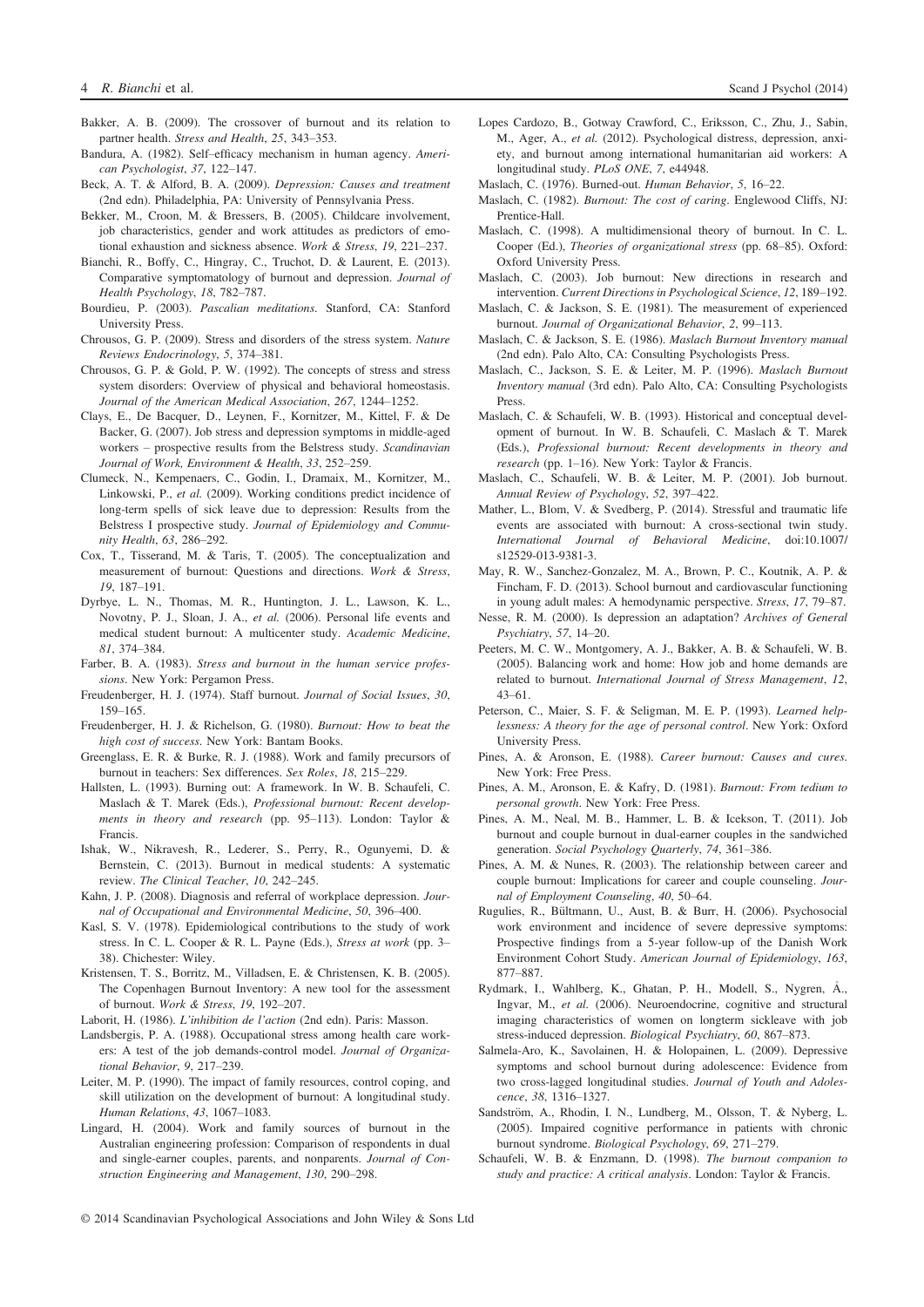Bakker, A. B. (2009). The crossover of burnout and its relation to partner health. *Stress and Health*, *25*, 343–353.

Bandura, A. (1982). Self–efficacy mechanism in human agency. *American Psychologist*, *37*, 122–147.

Beck, A. T. & Alford, B. A. (2009). *Depression: Causes and treatment* (2nd edn). Philadelphia, PA: University of Pennsylvania Press.

Bekker, M., Croon, M. & Bressers, B. (2005). Childcare involvement, job characteristics, gender and work attitudes as predictors of emotional exhaustion and sickness absence. *Work & Stress*, *19*, 221–237.

Bianchi, R., Boffy, C., Hingray, C., Truchot, D. & Laurent, E. (2013). Comparative symptomatology of burnout and depression. *Journal of Health Psychology*, *18*, 782–787.

Bourdieu, P. (2003). *Pascalian meditations*. Stanford, CA: Stanford University Press.

Chrousos, G. P. (2009). Stress and disorders of the stress system. *Nature Reviews Endocrinology*, *5*, 374–381.

Chrousos, G. P. & Gold, P. W. (1992). The concepts of stress and stress system disorders: Overview of physical and behavioral homeostasis. *Journal of the American Medical Association*, *267*, 1244–1252.

Clays, E., De Bacquer, D., Leynen, F., Kornitzer, M., Kittel, F. & De Backer, G. (2007). Job stress and depression symptoms in middle-aged workers – prospective results from the Belstress study. *Scandinavian Journal of Work, Environment & Health*, *33*, 252–259.

Clumeck, N., Kempenaers, C., Godin, I., Dramaix, M., Kornitzer, M., Linkowski, P., *et al.* (2009). Working conditions predict incidence of long-term spells of sick leave due to depression: Results from the Belstress I prospective study. *Journal of Epidemiology and Community Health*, *63*, 286–292.

Cox, T., Tisserand, M. & Taris, T. (2005). The conceptualization and measurement of burnout: Questions and directions. *Work & Stress*, *19*, 187–191.

Dyrbye, L. N., Thomas, M. R., Huntington, J. L., Lawson, K. L., Novotny, P. J., Sloan, J. A., *et al.* (2006). Personal life events and medical student burnout: A multicenter study. *Academic Medicine*, *81*, 374–384.

Farber, B. A. (1983). *Stress and burnout in the human service professions*. New York: Pergamon Press.

Freudenberger, H. J. (1974). Staff burnout. *Journal of Social Issues*, *30*, 159–165.

Freudenberger, H. J. & Richelson, G. (1980). *Burnout: How to beat the high cost of success*. New York: Bantam Books.

Greenglass, E. R. & Burke, R. J. (1988). Work and family precursors of burnout in teachers: Sex differences. *Sex Roles*, *18*, 215–229.

Hallsten, L. (1993). Burning out: A framework. In W. B. Schaufeli, C. Maslach & T. Marek (Eds.), *Professional burnout: Recent developments in theory and research* (pp. 95–113). London: Taylor & Francis.

Ishak, W., Nikravesh, R., Lederer, S., Perry, R., Ogunyemi, D. & Bernstein, C. (2013). Burnout in medical students: A systematic review. *The Clinical Teacher*, *10*, 242–245.

Kahn, J. P. (2008). Diagnosis and referral of workplace depression. *Journal of Occupational and Environmental Medicine*, *50*, 396–400.

Kasl, S. V. (1978). Epidemiological contributions to the study of work stress. In C. L. Cooper & R. L. Payne (Eds.), *Stress at work* (pp. 3–38). Chichester: Wiley.

Kristensen, T. S., Borritz, M., Villadsen, E. & Christensen, K. B. (2005). The Copenhagen Burnout Inventory: A new tool for the assessment of burnout. *Work & Stress*, *19*, 192–207.

Laborit, H. (1986). *L'inhibition de l'action* (2nd edn). Paris: Masson.

Landsbergis, P. A. (1988). Occupational stress among health care workers: A test of the job demands-control model. *Journal of Organizational Behavior*, *9*, 217–239.

Leiter, M. P. (1990). The impact of family resources, control coping, and skill utilization on the development of burnout: A longitudinal study. *Human Relations*, *43*, 1067–1083.

Lingard, H. (2004). Work and family sources of burnout in the Australian engineering profession: Comparison of respondents in dual and single-earner couples, parents, and nonparents. *Journal of Construction Engineering and Management*, *130*, 290–298.

Lopes Cardozo, B., Gotway Crawford, C., Eriksson, C., Zhu, J., Sabin, M., Ager, A., *et al.* (2012). Psychological distress, depression, anxiety, and burnout among international humanitarian aid workers: A longitudinal study. *PLoS ONE*, *7*, e44948.

Maslach, C. (1976). Burned-out. *Human Behavior*, *5*, 16–22.

Maslach, C. (1982). *Burnout: The cost of caring*. Englewood Cliffs, NJ: Prentice-Hall.

Maslach, C. (1998). A multidimensional theory of burnout. In C. L. Cooper (Ed.), *Theories of organizational stress* (pp. 68–85). Oxford: Oxford University Press.

Maslach, C. (2003). Job burnout: New directions in research and intervention. *Current Directions in Psychological Science*, *12*, 189–192.

Maslach, C. & Jackson, S. E. (1981). The measurement of experienced burnout. *Journal of Organizational Behavior*, *2*, 99–113.

Maslach, C. & Jackson, S. E. (1986). *Maslach Burnout Inventory manual* (2nd edn). Palo Alto, CA: Consulting Psychologists Press.

Maslach, C., Jackson, S. E. & Leiter, M. P. (1996). *Maslach Burnout Inventory manual* (3rd edn). Palo Alto, CA: Consulting Psychologists Press.

Maslach, C. & Schaufeli, W. B. (1993). Historical and conceptual development of burnout. In W. B. Schaufeli, C. Maslach & T. Marek (Eds.), *Professional burnout: Recent developments in theory and research* (pp. 1–16). New York: Taylor & Francis.

Maslach, C., Schaufeli, W. B. & Leiter, M. P. (2001). Job burnout. *Annual Review of Psychology*, *52*, 397–422.

Mather, L., Blom, V. & Svedberg, P. (2014). Stressful and traumatic life events are associated with burnout: A cross-sectional twin study. *International Journal of Behavioral Medicine*, doi:10.1007/s12529-013-9381-3.

May, R. W., Sanchez-Gonzalez, M. A., Brown, P. C., Koutnik, A. P. & Fincham, F. D. (2013). School burnout and cardiovascular functioning in young adult males: A hemodynamic perspective. *Stress*, *17*, 79–87.

Nesse, R. M. (2000). Is depression an adaptation? *Archives of General Psychiatry*, *57*, 14–20.

Peeters, M. C. W., Montgomery, A. J., Bakker, A. B. & Schaufeli, W. B. (2005). Balancing work and home: How job and home demands are related to burnout. *International Journal of Stress Management*, *12*, 43–61.

Peterson, C., Maier, S. F. & Seligman, M. E. P. (1993). *Learned helplessness: A theory for the age of personal control*. New York: Oxford University Press.

Pines, A. & Aronson, E. (1988). *Career burnout: Causes and cures*. New York: Free Press.

Pines, A. M., Aronson, E. & Kafry, D. (1981). *Burnout: From tedium to personal growth*. New York: Free Press.

Pines, A. M., Neal, M. B., Hammer, L. B. & Icekson, T. (2011). Job burnout and couple burnout in dual-earner couples in the sandwiched generation. *Social Psychology Quarterly*, *74*, 361–386.

Pines, A. M. & Nunes, R. (2003). The relationship between career and couple burnout: Implications for career and couple counseling. *Journal of Employment Counseling*, *40*, 50–64.

Rugulies, R., Bültmann, U., Aust, B. & Burr, H. (2006). Psychosocial work environment and incidence of severe depressive symptoms: Prospective findings from a 5-year follow-up of the Danish Work Environment Cohort Study. *American Journal of Epidemiology*, *163*, 877–887.

Rydmark, I., Wahlberg, K., Ghatan, P. H., Modell, S., Nygren, Å., Ingvar, M., *et al.* (2006). Neuroendocrine, cognitive and structural imaging characteristics of women on longterm sickleave with job stress-induced depression. *Biological Psychiatry*, *60*, 867–873.

Salmela-Aro, K., Savolainen, H. & Holopainen, L. (2009). Depressive symptoms and school burnout during adolescence: Evidence from two cross-lagged longitudinal studies. *Journal of Youth and Adolescence*, *38*, 1316–1327.

Sandström, A., Rhodin, I. N., Lundberg, M., Olsson, T. & Nyberg, L. (2005). Impaired cognitive performance in patients with chronic burnout syndrome. *Biological Psychology*, *69*, 271–279.

Schaufeli, W. B. & Enzmann, D. (1998). *The burnout companion to study and practice: A critical analysis*. London: Taylor & Francis.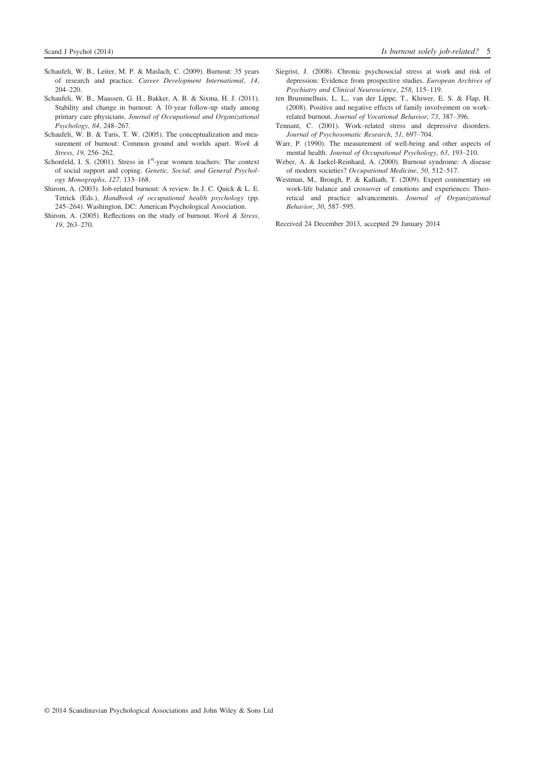Schaufeli, W. B., Leiter, M. P. & Maslach, C. (2009). Burnout: 35 years of research and practice. *Career Development International*, *14*, 204–220.

Schaufeli, W. B., Maassen, G. H., Bakker, A. B. & Sixma, H. J. (2011). Stability and change in burnout: A 10-year follow-up study among primary care physicians. *Journal of Occupational and Organizational Psychology*, *84*, 248–267.

Schaufeli, W. B. & Taris, T. W. (2005). The conceptualization and measurement of burnout: Common ground and worlds apart. *Work & Stress*, *19*, 256–262.

Schonfeld, I. S. (2001). Stress in 1st-year women teachers: The context of social support and coping. *Genetic, Social, and General Psychology Monographs*, *127*, 133–168.

Shirom, A. (2003). Job-related burnout: A review. In J. C. Quick & L. E. Tetrick (Eds.), *Handbook of occupational health psychology* (pp. 245–264). Washington, DC: American Psychological Association.

Shirom, A. (2005). Reflections on the study of burnout. *Work & Stress*, *19*, 263–270.

Siegrist, J. (2008). Chronic psychosocial stress at work and risk of depression: Evidence from prospective studies. *European Archives of Psychiatry and Clinical Neuroscience*, *258*, 115–119.

ten Brummelhuis, L. L., van der Lippe, T., Kluwer, E. S. & Flap, H. (2008). Positive and negative effects of family involvement on work–related burnout. *Journal of Vocational Behavior*, *73*, 387–396.

Tennant, C. (2001). Work–related stress and depressive disorders. *Journal of Psychosomatic Research*, *51*, 697–704.

Warr, P. (1990). The measurement of well-being and other aspects of mental health. *Journal of Occupational Psychology*, *63*, 193–210.

Weber, A. & Jaekel-Reinhard, A. (2000). Burnout syndrome: A disease of modern societies? *Occupational Medicine*, *50*, 512–517.

Westman, M., Brough, P. & Kalliath, T. (2009). Expert commentary on work-life balance and crossover of emotions and experiences: Theoretical and practice advancements. *Journal of Organizational Behavior*, *30*, 587–595.

Received 24 December 2013, accepted 29 January 2014

© 2014 Scandinavian Psychological Associations and John Wiley & Sons Ltd